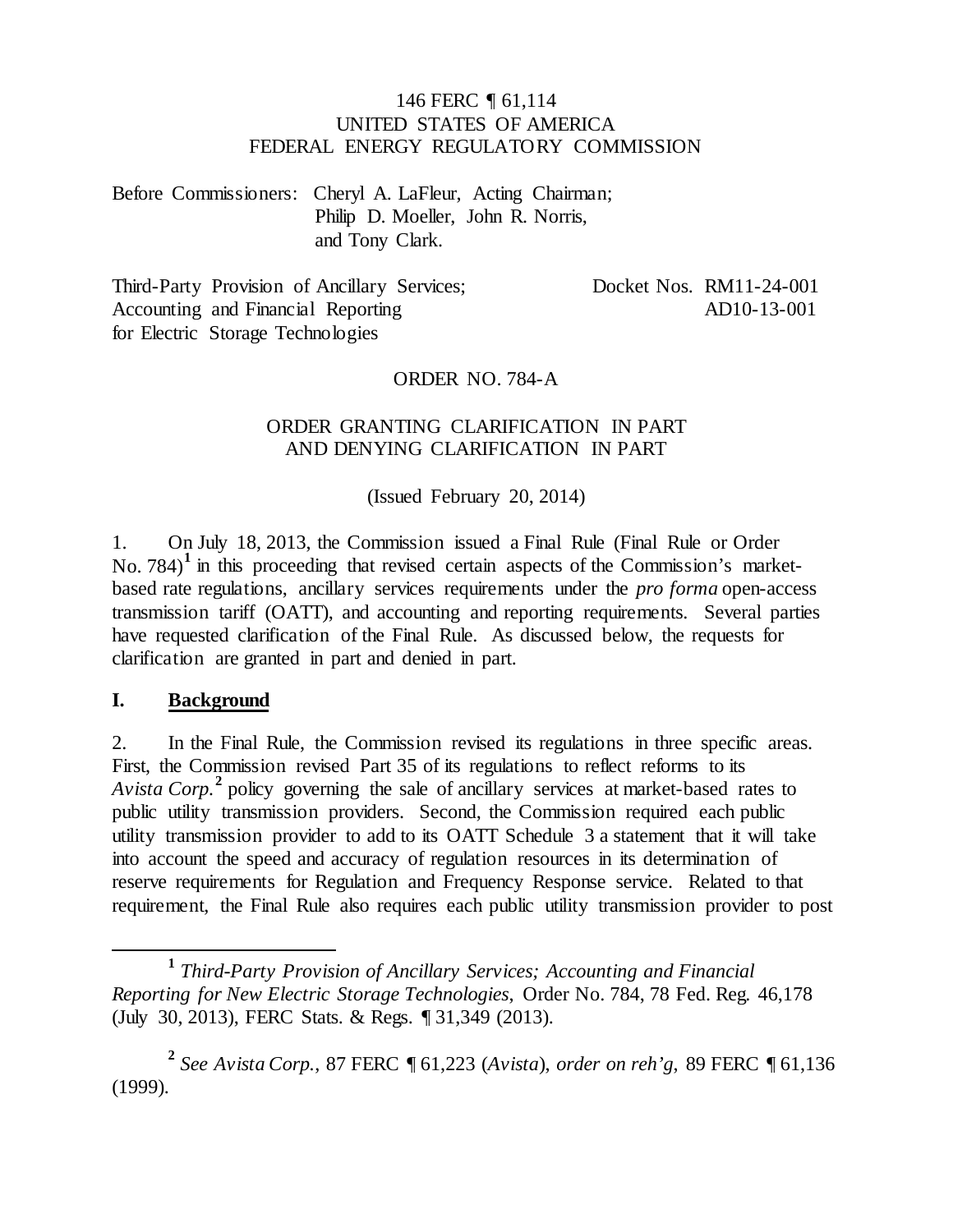146 FERC ¶ 61,114
UNITED STATES OF AMERICA
FEDERAL ENERGY REGULATORY COMMISSION

Before Commissioners: Cheryl A. LaFleur, Acting Chairman;
Philip D. Moeller, John R. Norris,
and Tony Clark.

Third-Party Provision of Ancillary Services; Accounting and Financial Reporting for Electric Storage Technologies

Docket Nos. RM11-24-001
AD10-13-001

ORDER NO. 784-A

ORDER GRANTING CLARIFICATION IN PART AND DENYING CLARIFICATION IN PART

(Issued February 20, 2014)

1. On July 18, 2013, the Commission issued a Final Rule (Final Rule or Order No. 784)[1] in this proceeding that revised certain aspects of the Commission's market-based rate regulations, ancillary services requirements under the *pro forma* open-access transmission tariff (OATT), and accounting and reporting requirements. Several parties have requested clarification of the Final Rule. As discussed below, the requests for clarification are granted in part and denied in part.

## I. Background

2. In the Final Rule, the Commission revised its regulations in three specific areas. First, the Commission revised Part 35 of its regulations to reflect reforms to its *Avista Corp.*[2] policy governing the sale of ancillary services at market-based rates to public utility transmission providers. Second, the Commission required each public utility transmission provider to add to its OATT Schedule 3 a statement that it will take into account the speed and accuracy of regulation resources in its determination of reserve requirements for Regulation and Frequency Response service. Related to that requirement, the Final Rule also requires each public utility transmission provider to post

---

[1] *Third-Party Provision of Ancillary Services; Accounting and Financial Reporting for New Electric Storage Technologies*, Order No. 784, 78 Fed. Reg. 46,178 (July 30, 2013), FERC Stats. & Regs. ¶ 31,349 (2013).

[2] *See Avista Corp.*, 87 FERC ¶ 61,223 (*Avista*), *order on reh'g*, 89 FERC ¶ 61,136 (1999).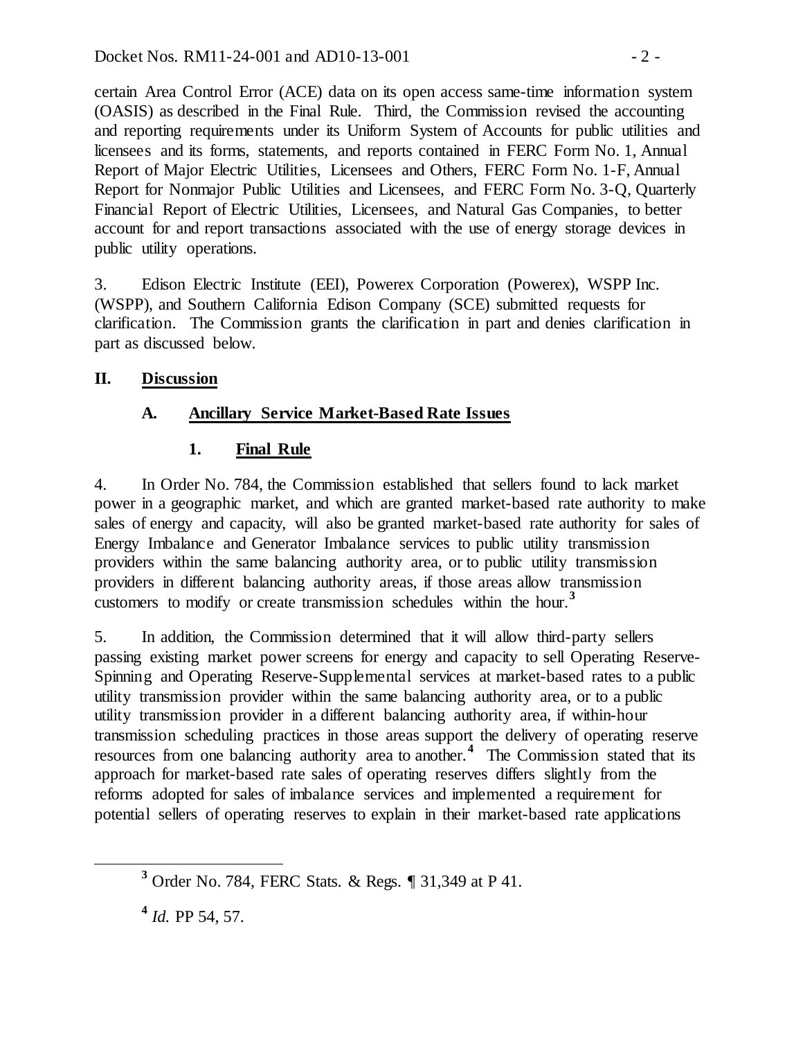certain Area Control Error (ACE) data on its open access same-time information system (OASIS) as described in the Final Rule. Third, the Commission revised the accounting and reporting requirements under its Uniform System of Accounts for public utilities and licensees and its forms, statements, and reports contained in FERC Form No. 1, Annual Report of Major Electric Utilities, Licensees and Others, FERC Form No. 1-F, Annual Report for Nonmajor Public Utilities and Licensees, and FERC Form No. 3-Q, Quarterly Financial Report of Electric Utilities, Licensees, and Natural Gas Companies, to better account for and report transactions associated with the use of energy storage devices in public utility operations.

3. Edison Electric Institute (EEI), Powerex Corporation (Powerex), WSPP Inc. (WSPP), and Southern California Edison Company (SCE) submitted requests for clarification. The Commission grants the clarification in part and denies clarification in part as discussed below.

## II. Discussion

### A. Ancillary Service Market-Based Rate Issues

#### 1. Final Rule

4. In Order No. 784, the Commission established that sellers found to lack market power in a geographic market, and which are granted market-based rate authority to make sales of energy and capacity, will also be granted market-based rate authority for sales of Energy Imbalance and Generator Imbalance services to public utility transmission providers within the same balancing authority area, or to public utility transmission providers in different balancing authority areas, if those areas allow transmission customers to modify or create transmission schedules within the hour.[3]

5. In addition, the Commission determined that it will allow third-party sellers passing existing market power screens for energy and capacity to sell Operating Reserve-Spinning and Operating Reserve-Supplemental services at market-based rates to a public utility transmission provider within the same balancing authority area, or to a public utility transmission provider in a different balancing authority area, if within-hour transmission scheduling practices in those areas support the delivery of operating reserve resources from one balancing authority area to another.[4] The Commission stated that its approach for market-based rate sales of operating reserves differs slightly from the reforms adopted for sales of imbalance services and implemented a requirement for potential sellers of operating reserves to explain in their market-based rate applications

---

[3] Order No. 784, FERC Stats. & Regs. ¶ 31,349 at P 41.

[4] *Id.* PP 54, 57.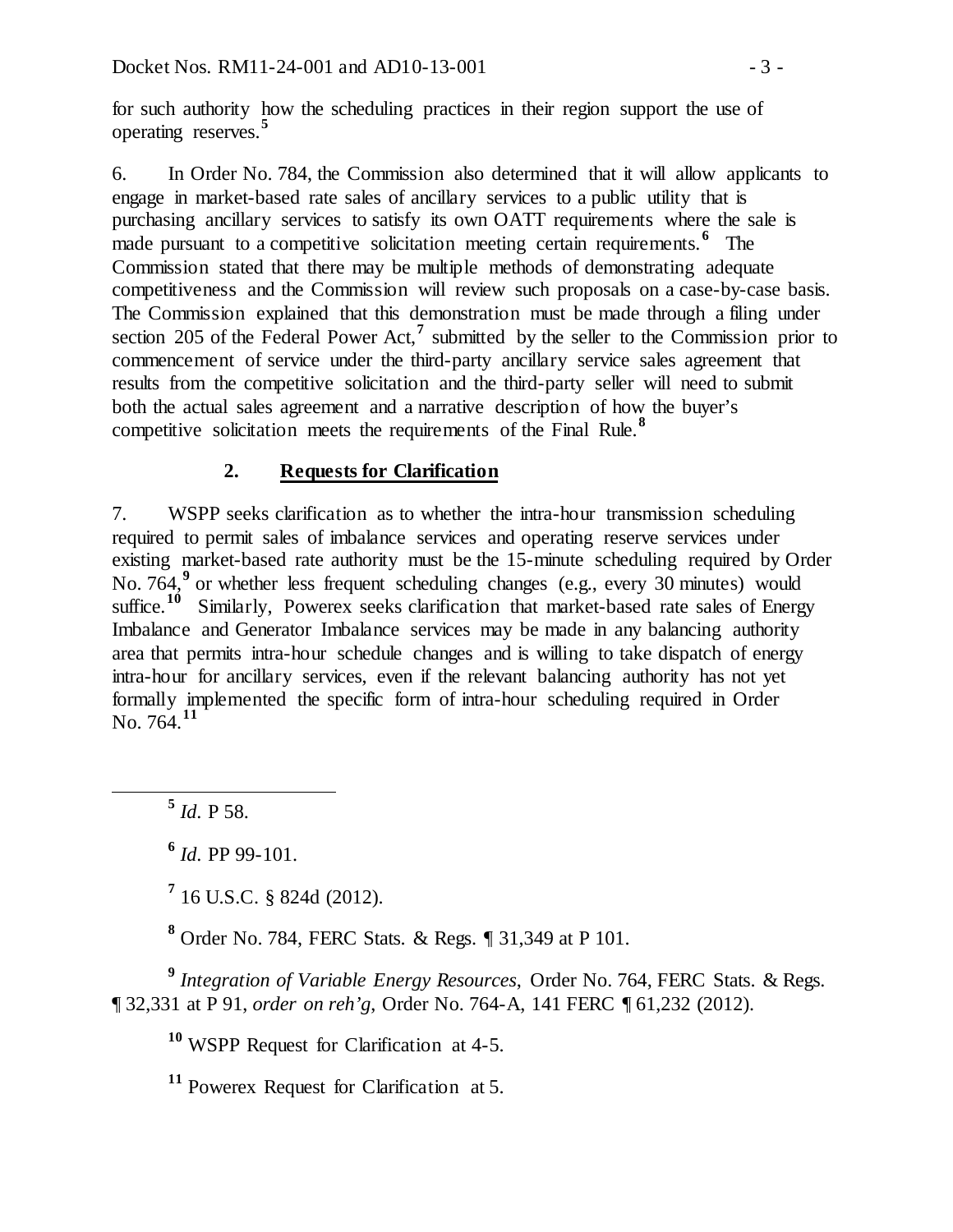for such authority how the scheduling practices in their region support the use of operating reserves.[5]

6. In Order No. 784, the Commission also determined that it will allow applicants to engage in market-based rate sales of ancillary services to a public utility that is purchasing ancillary services to satisfy its own OATT requirements where the sale is made pursuant to a competitive solicitation meeting certain requirements.[6] The Commission stated that there may be multiple methods of demonstrating adequate competitiveness and the Commission will review such proposals on a case-by-case basis. The Commission explained that this demonstration must be made through a filing under section 205 of the Federal Power Act,[7] submitted by the seller to the Commission prior to commencement of service under the third-party ancillary service sales agreement that results from the competitive solicitation and the third-party seller will need to submit both the actual sales agreement and a narrative description of how the buyer's competitive solicitation meets the requirements of the Final Rule.[8]

## 2. Requests for Clarification

7. WSPP seeks clarification as to whether the intra-hour transmission scheduling required to permit sales of imbalance services and operating reserve services under existing market-based rate authority must be the 15-minute scheduling required by Order No. 764,[9] or whether less frequent scheduling changes (e.g., every 30 minutes) would suffice.[10] Similarly, Powerex seeks clarification that market-based rate sales of Energy Imbalance and Generator Imbalance services may be made in any balancing authority area that permits intra-hour schedule changes and is willing to take dispatch of energy intra-hour for ancillary services, even if the relevant balancing authority has not yet formally implemented the specific form of intra-hour scheduling required in Order No. 764.[11]

---

[5] *Id.* P 58.

[6] *Id.* PP 99-101.

[7] 16 U.S.C. § 824d (2012).

[8] Order No. 784, FERC Stats. & Regs. ¶ 31,349 at P 101.

[9] *Integration of Variable Energy Resources*, Order No. 764, FERC Stats. & Regs. ¶ 32,331 at P 91, *order on reh'g*, Order No. 764-A, 141 FERC ¶ 61,232 (2012).

[10] WSPP Request for Clarification at 4-5.

[11] Powerex Request for Clarification at 5.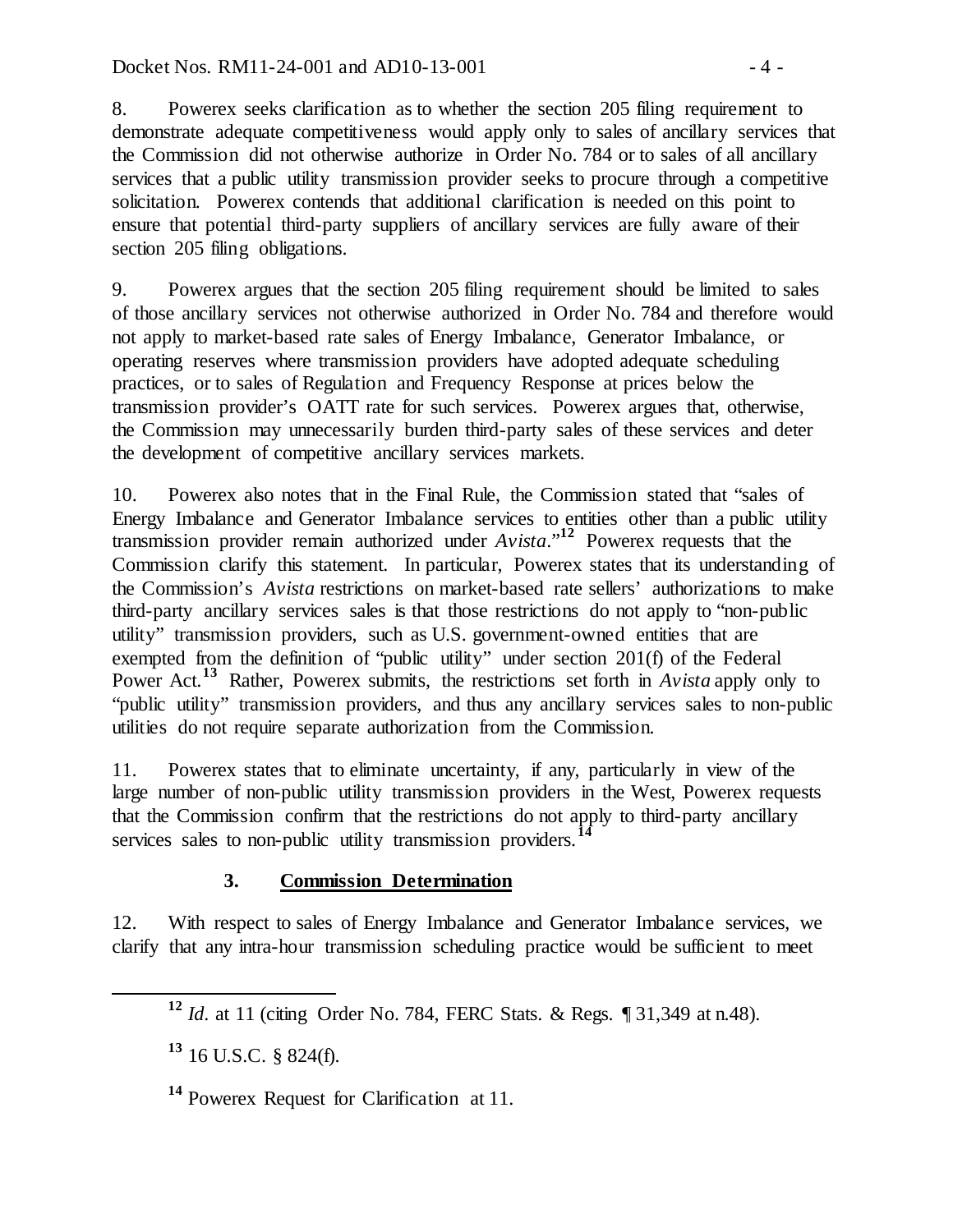8. Powerex seeks clarification as to whether the section 205 filing requirement to demonstrate adequate competitiveness would apply only to sales of ancillary services that the Commission did not otherwise authorize in Order No. 784 or to sales of all ancillary services that a public utility transmission provider seeks to procure through a competitive solicitation. Powerex contends that additional clarification is needed on this point to ensure that potential third-party suppliers of ancillary services are fully aware of their section 205 filing obligations.

9. Powerex argues that the section 205 filing requirement should be limited to sales of those ancillary services not otherwise authorized in Order No. 784 and therefore would not apply to market-based rate sales of Energy Imbalance, Generator Imbalance, or operating reserves where transmission providers have adopted adequate scheduling practices, or to sales of Regulation and Frequency Response at prices below the transmission provider's OATT rate for such services. Powerex argues that, otherwise, the Commission may unnecessarily burden third-party sales of these services and deter the development of competitive ancillary services markets.

10. Powerex also notes that in the Final Rule, the Commission stated that "sales of Energy Imbalance and Generator Imbalance services to entities other than a public utility transmission provider remain authorized under *Avista*."[12] Powerex requests that the Commission clarify this statement. In particular, Powerex states that its understanding of the Commission's *Avista* restrictions on market-based rate sellers' authorizations to make third-party ancillary services sales is that those restrictions do not apply to "non-public utility" transmission providers, such as U.S. government-owned entities that are exempted from the definition of "public utility" under section 201(f) of the Federal Power Act.[13] Rather, Powerex submits, the restrictions set forth in *Avista* apply only to "public utility" transmission providers, and thus any ancillary services sales to non-public utilities do not require separate authorization from the Commission.

11. Powerex states that to eliminate uncertainty, if any, particularly in view of the large number of non-public utility transmission providers in the West, Powerex requests that the Commission confirm that the restrictions do not apply to third-party ancillary services sales to non-public utility transmission providers.[14]

### 3. Commission Determination

12. With respect to sales of Energy Imbalance and Generator Imbalance services, we clarify that any intra-hour transmission scheduling practice would be sufficient to meet

---

[12] *Id.* at 11 (citing Order No. 784, FERC Stats. & Regs. ¶ 31,349 at n.48).

[13] 16 U.S.C. § 824(f).

[14] Powerex Request for Clarification at 11.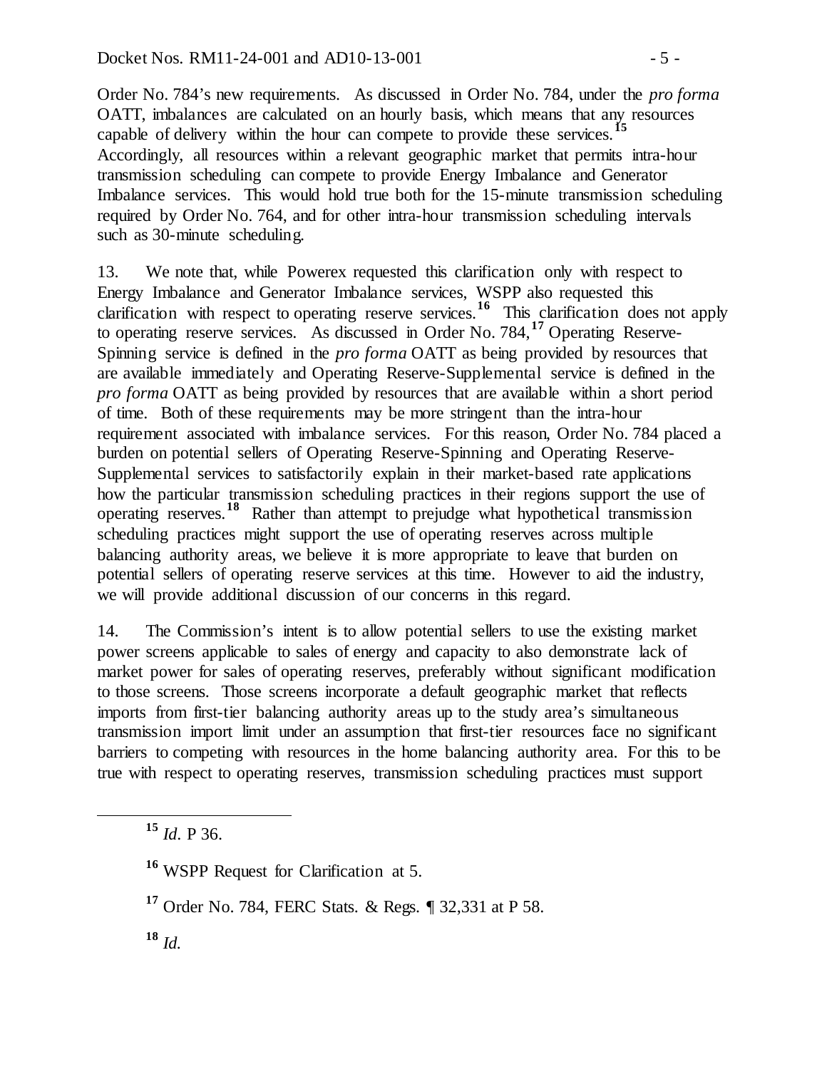Order No. 784's new requirements. As discussed in Order No. 784, under the *pro forma* OATT, imbalances are calculated on an hourly basis, which means that any resources capable of delivery within the hour can compete to provide these services.[15] Accordingly, all resources within a relevant geographic market that permits intra-hour transmission scheduling can compete to provide Energy Imbalance and Generator Imbalance services. This would hold true both for the 15-minute transmission scheduling required by Order No. 764, and for other intra-hour transmission scheduling intervals such as 30-minute scheduling.

13. We note that, while Powerex requested this clarification only with respect to Energy Imbalance and Generator Imbalance services, WSPP also requested this clarification with respect to operating reserve services.[16] This clarification does not apply to operating reserve services. As discussed in Order No. 784,[17] Operating Reserve-Spinning service is defined in the *pro forma* OATT as being provided by resources that are available immediately and Operating Reserve-Supplemental service is defined in the *pro forma* OATT as being provided by resources that are available within a short period of time. Both of these requirements may be more stringent than the intra-hour requirement associated with imbalance services. For this reason, Order No. 784 placed a burden on potential sellers of Operating Reserve-Spinning and Operating Reserve-Supplemental services to satisfactorily explain in their market-based rate applications how the particular transmission scheduling practices in their regions support the use of operating reserves.[18] Rather than attempt to prejudge what hypothetical transmission scheduling practices might support the use of operating reserves across multiple balancing authority areas, we believe it is more appropriate to leave that burden on potential sellers of operating reserve services at this time. However to aid the industry, we will provide additional discussion of our concerns in this regard.

14. The Commission's intent is to allow potential sellers to use the existing market power screens applicable to sales of energy and capacity to also demonstrate lack of market power for sales of operating reserves, preferably without significant modification to those screens. Those screens incorporate a default geographic market that reflects imports from first-tier balancing authority areas up to the study area's simultaneous transmission import limit under an assumption that first-tier resources face no significant barriers to competing with resources in the home balancing authority area. For this to be true with respect to operating reserves, transmission scheduling practices must support

---

[15] *Id.* P 36.

[16] WSPP Request for Clarification at 5.

[17] Order No. 784, FERC Stats. & Regs. ¶ 32,331 at P 58.

[18] *Id.*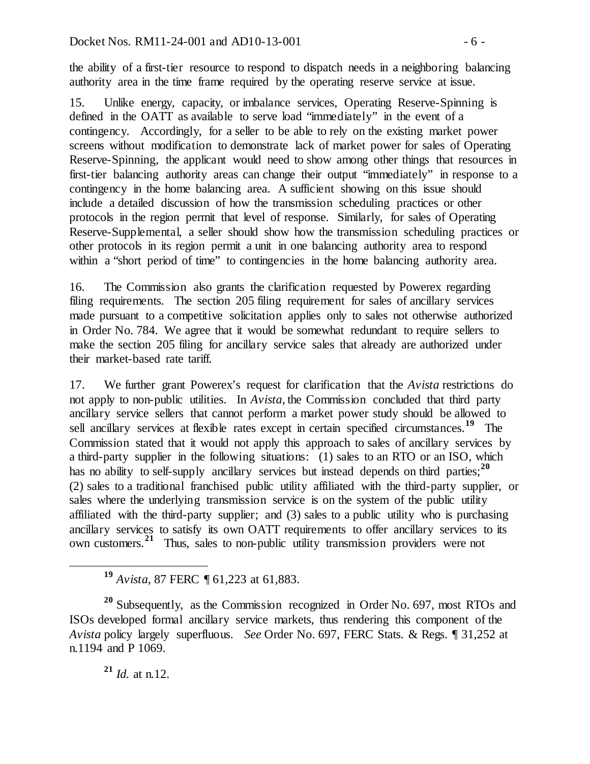the ability of a first-tier resource to respond to dispatch needs in a neighboring balancing authority area in the time frame required by the operating reserve service at issue.

15. Unlike energy, capacity, or imbalance services, Operating Reserve-Spinning is defined in the OATT as available to serve load "immediately" in the event of a contingency. Accordingly, for a seller to be able to rely on the existing market power screens without modification to demonstrate lack of market power for sales of Operating Reserve-Spinning, the applicant would need to show among other things that resources in first-tier balancing authority areas can change their output "immediately" in response to a contingency in the home balancing area. A sufficient showing on this issue should include a detailed discussion of how the transmission scheduling practices or other protocols in the region permit that level of response. Similarly, for sales of Operating Reserve-Supplemental, a seller should show how the transmission scheduling practices or other protocols in its region permit a unit in one balancing authority area to respond within a "short period of time" to contingencies in the home balancing authority area.

16. The Commission also grants the clarification requested by Powerex regarding filing requirements. The section 205 filing requirement for sales of ancillary services made pursuant to a competitive solicitation applies only to sales not otherwise authorized in Order No. 784. We agree that it would be somewhat redundant to require sellers to make the section 205 filing for ancillary service sales that already are authorized under their market-based rate tariff.

17. We further grant Powerex's request for clarification that the *Avista* restrictions do not apply to non-public utilities. In *Avista*, the Commission concluded that third party ancillary service sellers that cannot perform a market power study should be allowed to sell ancillary services at flexible rates except in certain specified circumstances.[19] The Commission stated that it would not apply this approach to sales of ancillary services by a third-party supplier in the following situations: (1) sales to an RTO or an ISO, which has no ability to self-supply ancillary services but instead depends on third parties;[20] (2) sales to a traditional franchised public utility affiliated with the third-party supplier, or sales where the underlying transmission service is on the system of the public utility affiliated with the third-party supplier; and (3) sales to a public utility who is purchasing ancillary services to satisfy its own OATT requirements to offer ancillary services to its own customers.[21] Thus, sales to non-public utility transmission providers were not

---

[19] *Avista*, 87 FERC ¶ 61,223 at 61,883.

[20] Subsequently, as the Commission recognized in Order No. 697, most RTOs and ISOs developed formal ancillary service markets, thus rendering this component of the *Avista* policy largely superfluous. *See* Order No. 697, FERC Stats. & Regs. ¶ 31,252 at n.1194 and P 1069.

[21] *Id.* at n.12.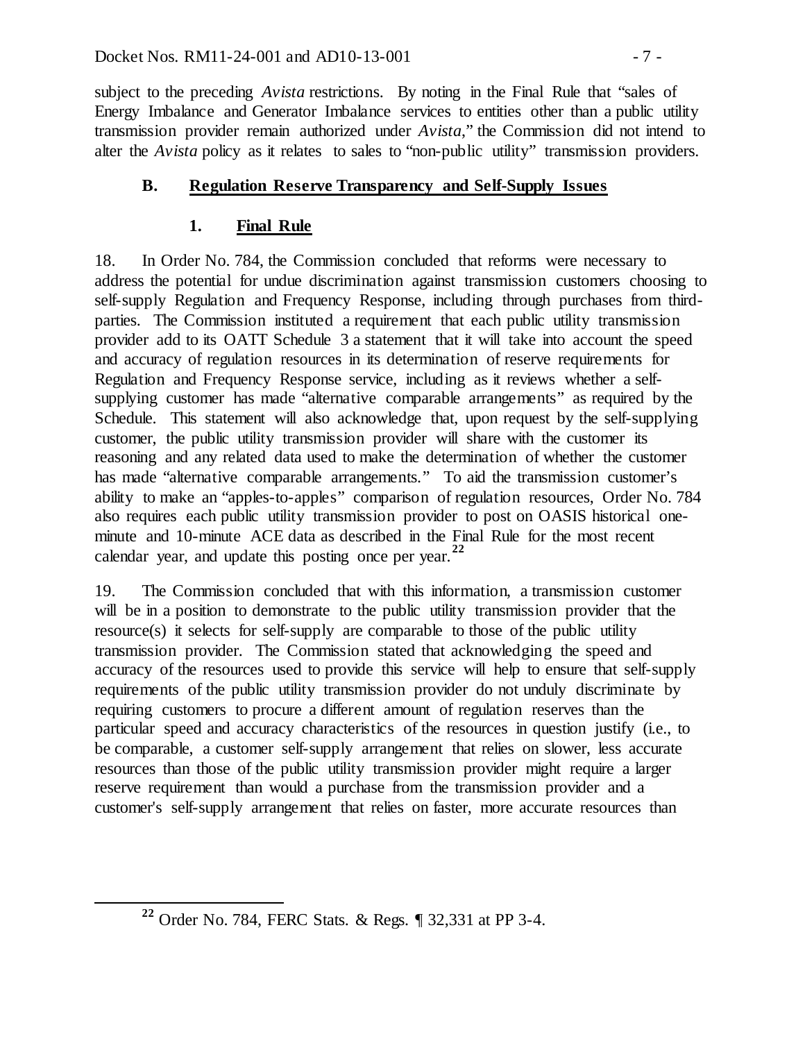subject to the preceding *Avista* restrictions. By noting in the Final Rule that "sales of Energy Imbalance and Generator Imbalance services to entities other than a public utility transmission provider remain authorized under *Avista*," the Commission did not intend to alter the *Avista* policy as it relates to sales to "non-public utility" transmission providers.

### B. Regulation Reserve Transparency and Self-Supply Issues

#### 1. Final Rule

18. In Order No. 784, the Commission concluded that reforms were necessary to address the potential for undue discrimination against transmission customers choosing to self-supply Regulation and Frequency Response, including through purchases from third-parties. The Commission instituted a requirement that each public utility transmission provider add to its OATT Schedule 3 a statement that it will take into account the speed and accuracy of regulation resources in its determination of reserve requirements for Regulation and Frequency Response service, including as it reviews whether a self-supplying customer has made "alternative comparable arrangements" as required by the Schedule. This statement will also acknowledge that, upon request by the self-supplying customer, the public utility transmission provider will share with the customer its reasoning and any related data used to make the determination of whether the customer has made "alternative comparable arrangements." To aid the transmission customer's ability to make an "apples-to-apples" comparison of regulation resources, Order No. 784 also requires each public utility transmission provider to post on OASIS historical one-minute and 10-minute ACE data as described in the Final Rule for the most recent calendar year, and update this posting once per year.[22]

19. The Commission concluded that with this information, a transmission customer will be in a position to demonstrate to the public utility transmission provider that the resource(s) it selects for self-supply are comparable to those of the public utility transmission provider. The Commission stated that acknowledging the speed and accuracy of the resources used to provide this service will help to ensure that self-supply requirements of the public utility transmission provider do not unduly discriminate by requiring customers to procure a different amount of regulation reserves than the particular speed and accuracy characteristics of the resources in question justify (i.e., to be comparable, a customer self-supply arrangement that relies on slower, less accurate resources than those of the public utility transmission provider might require a larger reserve requirement than would a purchase from the transmission provider and a customer's self-supply arrangement that relies on faster, more accurate resources than

---

[22] Order No. 784, FERC Stats. & Regs. ¶ 32,331 at PP 3-4.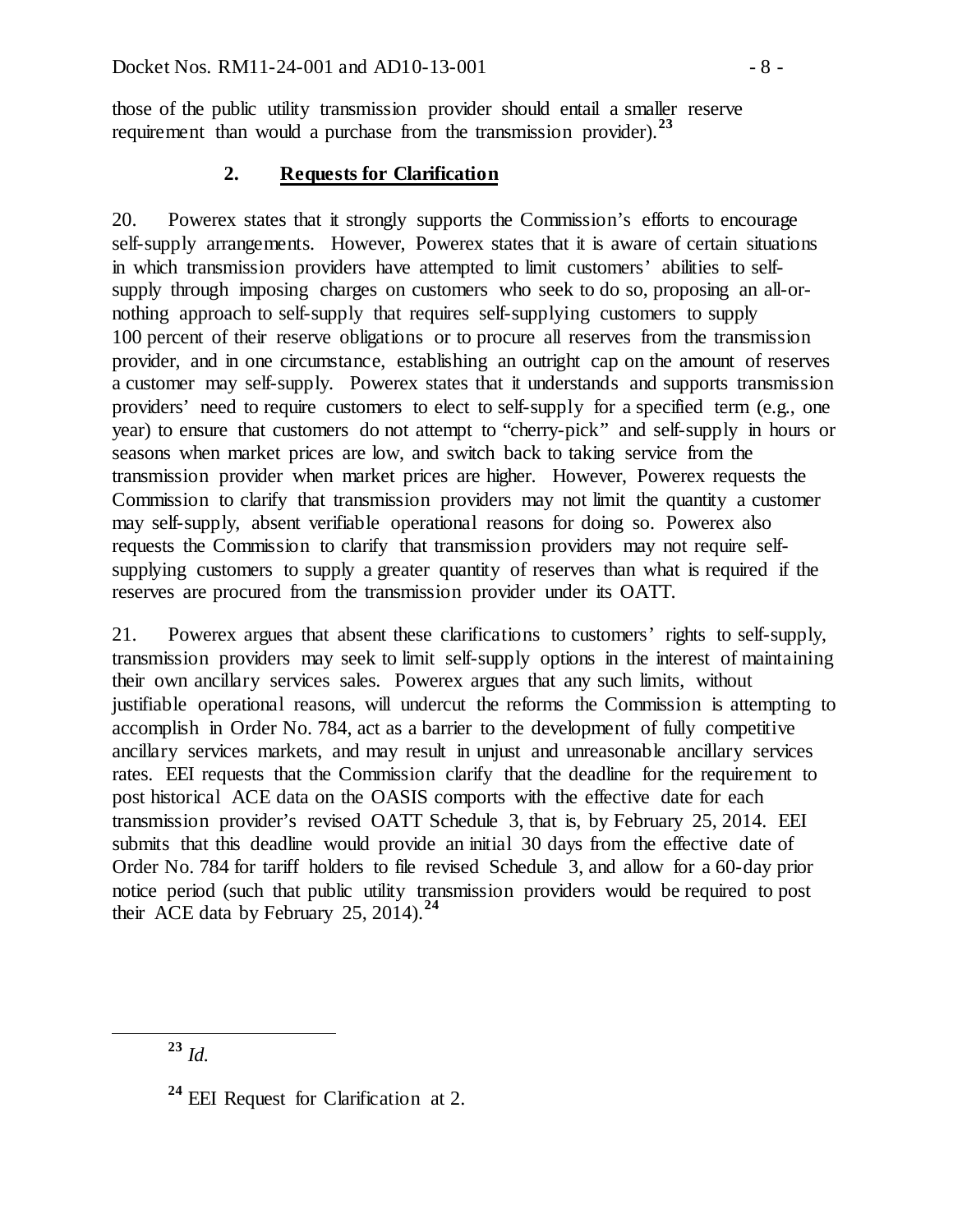those of the public utility transmission provider should entail a smaller reserve requirement than would a purchase from the transmission provider).[23]

## 2. Requests for Clarification

20. Powerex states that it strongly supports the Commission's efforts to encourage self-supply arrangements. However, Powerex states that it is aware of certain situations in which transmission providers have attempted to limit customers' abilities to self-supply through imposing charges on customers who seek to do so, proposing an all-or-nothing approach to self-supply that requires self-supplying customers to supply 100 percent of their reserve obligations or to procure all reserves from the transmission provider, and in one circumstance, establishing an outright cap on the amount of reserves a customer may self-supply. Powerex states that it understands and supports transmission providers' need to require customers to elect to self-supply for a specified term (e.g., one year) to ensure that customers do not attempt to "cherry-pick" and self-supply in hours or seasons when market prices are low, and switch back to taking service from the transmission provider when market prices are higher. However, Powerex requests the Commission to clarify that transmission providers may not limit the quantity a customer may self-supply, absent verifiable operational reasons for doing so. Powerex also requests the Commission to clarify that transmission providers may not require self-supplying customers to supply a greater quantity of reserves than what is required if the reserves are procured from the transmission provider under its OATT.

21. Powerex argues that absent these clarifications to customers' rights to self-supply, transmission providers may seek to limit self-supply options in the interest of maintaining their own ancillary services sales. Powerex argues that any such limits, without justifiable operational reasons, will undercut the reforms the Commission is attempting to accomplish in Order No. 784, act as a barrier to the development of fully competitive ancillary services markets, and may result in unjust and unreasonable ancillary services rates. EEI requests that the Commission clarify that the deadline for the requirement to post historical ACE data on the OASIS comports with the effective date for each transmission provider's revised OATT Schedule 3, that is, by February 25, 2014. EEI submits that this deadline would provide an initial 30 days from the effective date of Order No. 784 for tariff holders to file revised Schedule 3, and allow for a 60-day prior notice period (such that public utility transmission providers would be required to post their ACE data by February 25, 2014).[24]

---

[23] *Id.*

[24] EEI Request for Clarification at 2.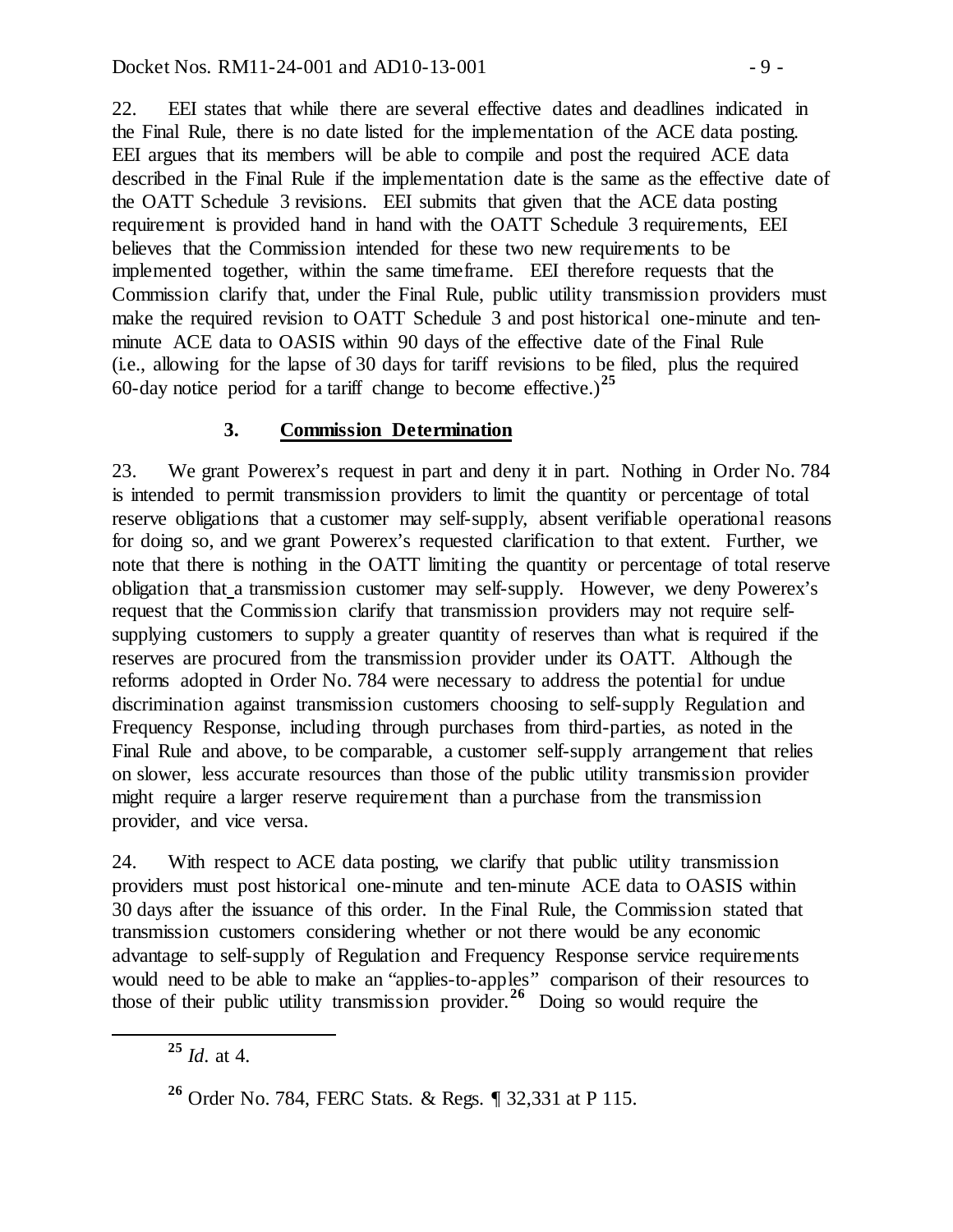22. EEI states that while there are several effective dates and deadlines indicated in the Final Rule, there is no date listed for the implementation of the ACE data posting. EEI argues that its members will be able to compile and post the required ACE data described in the Final Rule if the implementation date is the same as the effective date of the OATT Schedule 3 revisions. EEI submits that given that the ACE data posting requirement is provided hand in hand with the OATT Schedule 3 requirements, EEI believes that the Commission intended for these two new requirements to be implemented together, within the same timeframe. EEI therefore requests that the Commission clarify that, under the Final Rule, public utility transmission providers must make the required revision to OATT Schedule 3 and post historical one-minute and ten-minute ACE data to OASIS within 90 days of the effective date of the Final Rule (i.e., allowing for the lapse of 30 days for tariff revisions to be filed, plus the required 60-day notice period for a tariff change to become effective.)[25]

### 3. Commission Determination

23. We grant Powerex's request in part and deny it in part. Nothing in Order No. 784 is intended to permit transmission providers to limit the quantity or percentage of total reserve obligations that a customer may self-supply, absent verifiable operational reasons for doing so, and we grant Powerex's requested clarification to that extent. Further, we note that there is nothing in the OATT limiting the quantity or percentage of total reserve obligation that a transmission customer may self-supply. However, we deny Powerex's request that the Commission clarify that transmission providers may not require self-supplying customers to supply a greater quantity of reserves than what is required if the reserves are procured from the transmission provider under its OATT. Although the reforms adopted in Order No. 784 were necessary to address the potential for undue discrimination against transmission customers choosing to self-supply Regulation and Frequency Response, including through purchases from third-parties, as noted in the Final Rule and above, to be comparable, a customer self-supply arrangement that relies on slower, less accurate resources than those of the public utility transmission provider might require a larger reserve requirement than a purchase from the transmission provider, and vice versa.

24. With respect to ACE data posting, we clarify that public utility transmission providers must post historical one-minute and ten-minute ACE data to OASIS within 30 days after the issuance of this order. In the Final Rule, the Commission stated that transmission customers considering whether or not there would be any economic advantage to self-supply of Regulation and Frequency Response service requirements would need to be able to make an "applies-to-apples" comparison of their resources to those of their public utility transmission provider.[26] Doing so would require the

[25] *Id.* at 4.

[26] Order No. 784, FERC Stats. & Regs. ¶ 32,331 at P 115.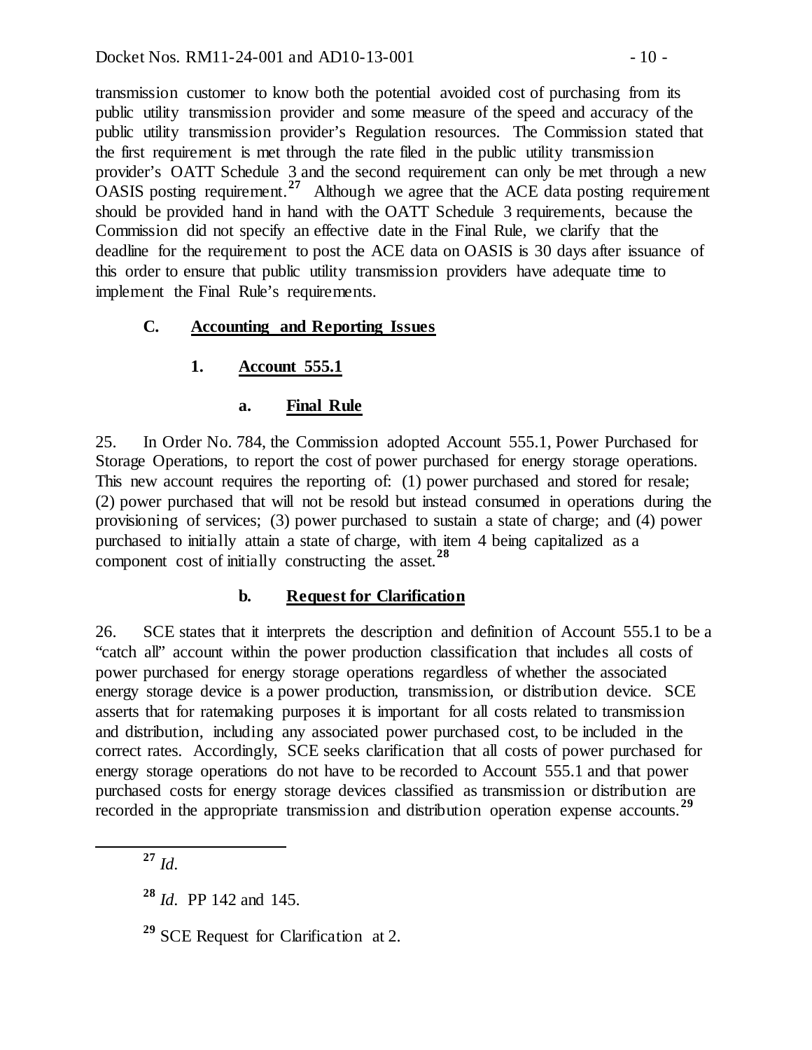transmission customer to know both the potential avoided cost of purchasing from its public utility transmission provider and some measure of the speed and accuracy of the public utility transmission provider's Regulation resources. The Commission stated that the first requirement is met through the rate filed in the public utility transmission provider's OATT Schedule 3 and the second requirement can only be met through a new OASIS posting requirement.[27] Although we agree that the ACE data posting requirement should be provided hand in hand with the OATT Schedule 3 requirements, because the Commission did not specify an effective date in the Final Rule, we clarify that the deadline for the requirement to post the ACE data on OASIS is 30 days after issuance of this order to ensure that public utility transmission providers have adequate time to implement the Final Rule's requirements.

### C. Accounting and Reporting Issues

#### 1. Account 555.1

##### a. Final Rule

25. In Order No. 784, the Commission adopted Account 555.1, Power Purchased for Storage Operations, to report the cost of power purchased for energy storage operations. This new account requires the reporting of: (1) power purchased and stored for resale; (2) power purchased that will not be resold but instead consumed in operations during the provisioning of services; (3) power purchased to sustain a state of charge; and (4) power purchased to initially attain a state of charge, with item 4 being capitalized as a component cost of initially constructing the asset.[28]

##### b. Request for Clarification

26. SCE states that it interprets the description and definition of Account 555.1 to be a "catch all" account within the power production classification that includes all costs of power purchased for energy storage operations regardless of whether the associated energy storage device is a power production, transmission, or distribution device. SCE asserts that for ratemaking purposes it is important for all costs related to transmission and distribution, including any associated power purchased cost, to be included in the correct rates. Accordingly, SCE seeks clarification that all costs of power purchased for energy storage operations do not have to be recorded to Account 555.1 and that power purchased costs for energy storage devices classified as transmission or distribution are recorded in the appropriate transmission and distribution operation expense accounts.[29]

---

[27] *Id.*

[28] *Id.* PP 142 and 145.

[29] SCE Request for Clarification at 2.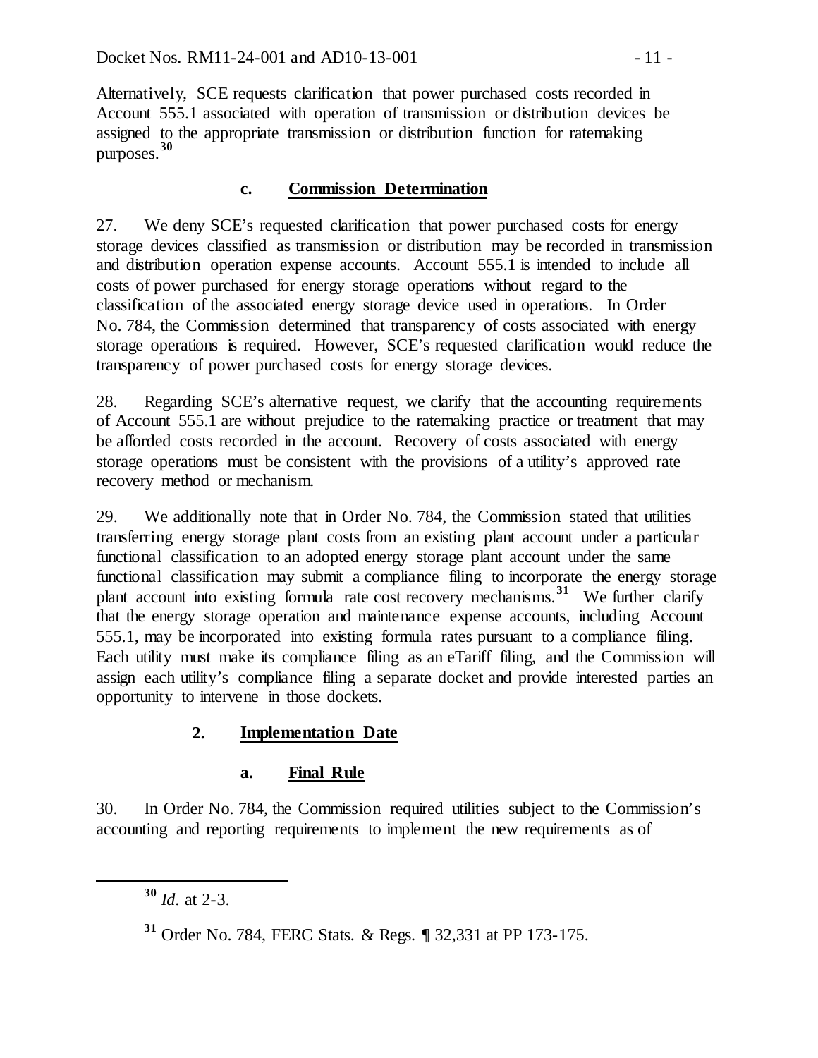Alternatively, SCE requests clarification that power purchased costs recorded in Account 555.1 associated with operation of transmission or distribution devices be assigned to the appropriate transmission or distribution function for ratemaking purposes.[30]

#### c. Commission Determination

27. We deny SCE's requested clarification that power purchased costs for energy storage devices classified as transmission or distribution may be recorded in transmission and distribution operation expense accounts. Account 555.1 is intended to include all costs of power purchased for energy storage operations without regard to the classification of the associated energy storage device used in operations. In Order No. 784, the Commission determined that transparency of costs associated with energy storage operations is required. However, SCE's requested clarification would reduce the transparency of power purchased costs for energy storage devices.

28. Regarding SCE's alternative request, we clarify that the accounting requirements of Account 555.1 are without prejudice to the ratemaking practice or treatment that may be afforded costs recorded in the account. Recovery of costs associated with energy storage operations must be consistent with the provisions of a utility's approved rate recovery method or mechanism.

29. We additionally note that in Order No. 784, the Commission stated that utilities transferring energy storage plant costs from an existing plant account under a particular functional classification to an adopted energy storage plant account under the same functional classification may submit a compliance filing to incorporate the energy storage plant account into existing formula rate cost recovery mechanisms.[31] We further clarify that the energy storage operation and maintenance expense accounts, including Account 555.1, may be incorporated into existing formula rates pursuant to a compliance filing. Each utility must make its compliance filing as an eTariff filing, and the Commission will assign each utility's compliance filing a separate docket and provide interested parties an opportunity to intervene in those dockets.

### 2. Implementation Date

#### a. Final Rule

30. In Order No. 784, the Commission required utilities subject to the Commission's accounting and reporting requirements to implement the new requirements as of

---

[30] *Id.* at 2-3.

[31] Order No. 784, FERC Stats. & Regs. ¶ 32,331 at PP 173-175.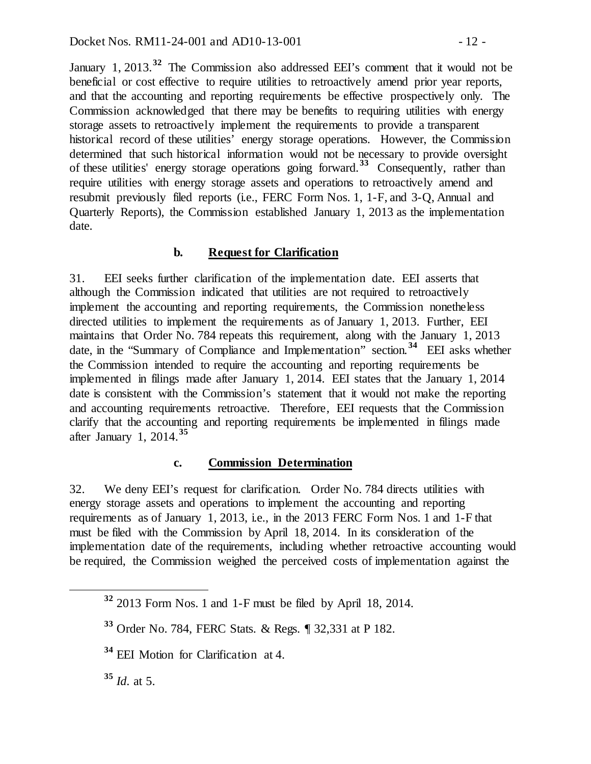January 1, 2013.[32] The Commission also addressed EEI's comment that it would not be beneficial or cost effective to require utilities to retroactively amend prior year reports, and that the accounting and reporting requirements be effective prospectively only. The Commission acknowledged that there may be benefits to requiring utilities with energy storage assets to retroactively implement the requirements to provide a transparent historical record of these utilities' energy storage operations. However, the Commission determined that such historical information would not be necessary to provide oversight of these utilities' energy storage operations going forward.[33] Consequently, rather than require utilities with energy storage assets and operations to retroactively amend and resubmit previously filed reports (i.e., FERC Form Nos. 1, 1-F, and 3-Q, Annual and Quarterly Reports), the Commission established January 1, 2013 as the implementation date.

### b. Request for Clarification

31. EEI seeks further clarification of the implementation date. EEI asserts that although the Commission indicated that utilities are not required to retroactively implement the accounting and reporting requirements, the Commission nonetheless directed utilities to implement the requirements as of January 1, 2013. Further, EEI maintains that Order No. 784 repeats this requirement, along with the January 1, 2013 date, in the "Summary of Compliance and Implementation" section.[34] EEI asks whether the Commission intended to require the accounting and reporting requirements be implemented in filings made after January 1, 2014. EEI states that the January 1, 2014 date is consistent with the Commission's statement that it would not make the reporting and accounting requirements retroactive. Therefore, EEI requests that the Commission clarify that the accounting and reporting requirements be implemented in filings made after January 1, 2014.[35]

### c. Commission Determination

32. We deny EEI's request for clarification. Order No. 784 directs utilities with energy storage assets and operations to implement the accounting and reporting requirements as of January 1, 2013, i.e., in the 2013 FERC Form Nos. 1 and 1-F that must be filed with the Commission by April 18, 2014. In its consideration of the implementation date of the requirements, including whether retroactive accounting would be required, the Commission weighed the perceived costs of implementation against the

---

[32] 2013 Form Nos. 1 and 1-F must be filed by April 18, 2014.

[33] Order No. 784, FERC Stats. & Regs. ¶ 32,331 at P 182.

[34] EEI Motion for Clarification at 4.

[35] *Id.* at 5.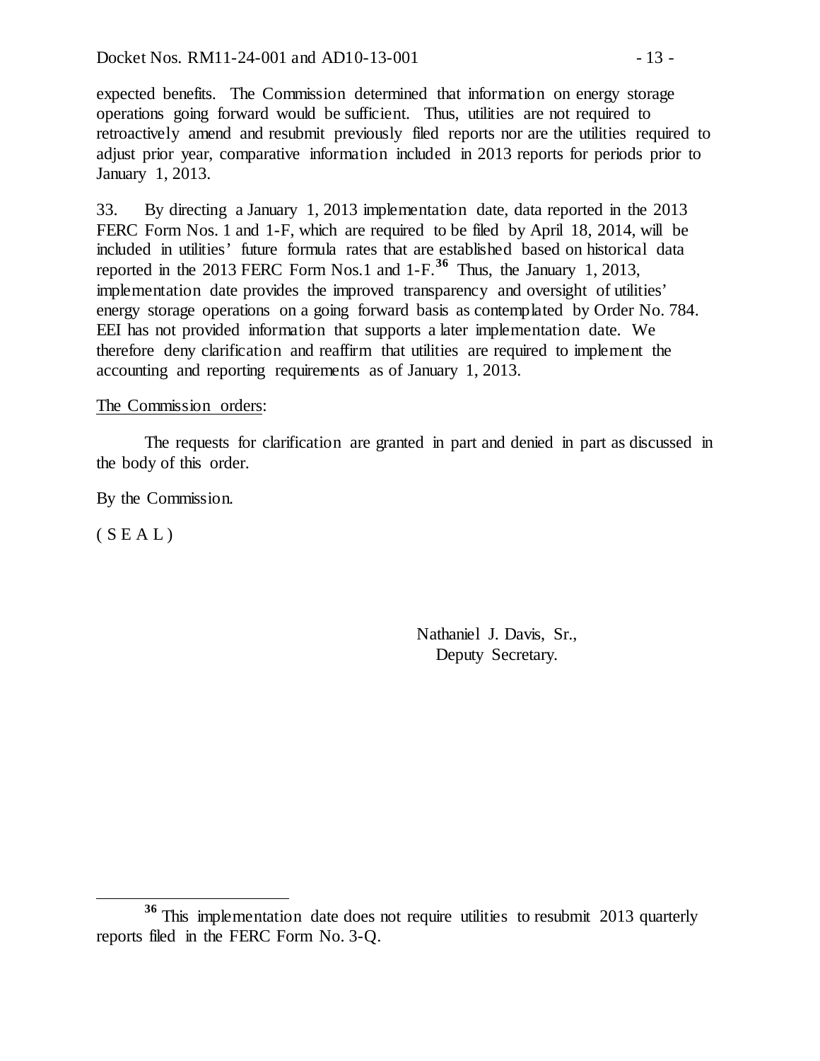expected benefits. The Commission determined that information on energy storage operations going forward would be sufficient. Thus, utilities are not required to retroactively amend and resubmit previously filed reports nor are the utilities required to adjust prior year, comparative information included in 2013 reports for periods prior to January 1, 2013.

33. By directing a January 1, 2013 implementation date, data reported in the 2013 FERC Form Nos. 1 and 1-F, which are required to be filed by April 18, 2014, will be included in utilities' future formula rates that are established based on historical data reported in the 2013 FERC Form Nos.1 and 1-F.[36] Thus, the January 1, 2013, implementation date provides the improved transparency and oversight of utilities' energy storage operations on a going forward basis as contemplated by Order No. 784. EEI has not provided information that supports a later implementation date. We therefore deny clarification and reaffirm that utilities are required to implement the accounting and reporting requirements as of January 1, 2013.

The Commission orders:

The requests for clarification are granted in part and denied in part as discussed in the body of this order.

By the Commission.

( S E A L )

Nathaniel J. Davis, Sr.,
Deputy Secretary.

[36] This implementation date does not require utilities to resubmit 2013 quarterly reports filed in the FERC Form No. 3-Q.